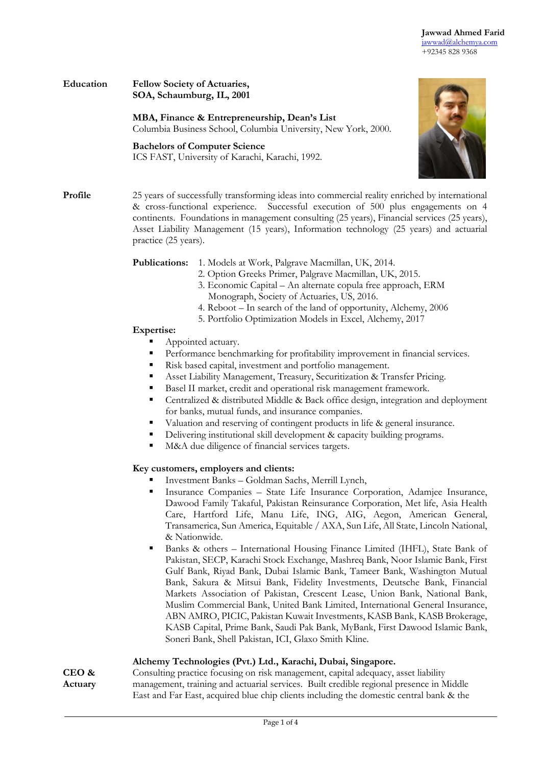**Jawwad Ahmed Farid**
jawwad@alchemya.com
+92345 828 9368

## Education

**Fellow Society of Actuaries,**
**SOA, Schaumburg, IL, 2001**

**MBA, Finance & Entrepreneurship, Dean's List**
Columbia Business School, Columbia University, New York, 2000.

**Bachelors of Computer Science**
ICS FAST, University of Karachi, Karachi, 1992.

## Profile

25 years of successfully transforming ideas into commercial reality enriched by international & cross-functional experience. Successful execution of 500 plus engagements on 4 continents. Foundations in management consulting (25 years), Financial services (25 years), Asset Liability Management (15 years), Information technology (25 years) and actuarial practice (25 years).

**Publications:**

1. Models at Work, Palgrave Macmillan, UK, 2014.
2. Option Greeks Primer, Palgrave Macmillan, UK, 2015.
3. Economic Capital – An alternate copula free approach, ERM Monograph, Society of Actuaries, US, 2016.
4. Reboot – In search of the land of opportunity, Alchemy, 2006
5. Portfolio Optimization Models in Excel, Alchemy, 2017

**Expertise:**

- Appointed actuary.
- Performance benchmarking for profitability improvement in financial services.
- Risk based capital, investment and portfolio management.
- Asset Liability Management, Treasury, Securitization & Transfer Pricing.
- Basel II market, credit and operational risk management framework.
- Centralized & distributed Middle & Back office design, integration and deployment for banks, mutual funds, and insurance companies.
- Valuation and reserving of contingent products in life & general insurance.
- Delivering institutional skill development & capacity building programs.
- M&A due diligence of financial services targets.

**Key customers, employers and clients:**

- Investment Banks – Goldman Sachs, Merrill Lynch,
- Insurance Companies – State Life Insurance Corporation, Adamjee Insurance, Dawood Family Takaful, Pakistan Reinsurance Corporation, Met life, Asia Health Care, Hartford Life, Manu Life, ING, AIG, Aegon, American General, Transamerica, Sun America, Equitable / AXA, Sun Life, All State, Lincoln National, & Nationwide.
- Banks & others – International Housing Finance Limited (IHFL), State Bank of Pakistan, SECP, Karachi Stock Exchange, Mashreq Bank, Noor Islamic Bank, First Gulf Bank, Riyad Bank, Dubai Islamic Bank, Tameer Bank, Washington Mutual Bank, Sakura & Mitsui Bank, Fidelity Investments, Deutsche Bank, Financial Markets Association of Pakistan, Crescent Lease, Union Bank, National Bank, Muslim Commercial Bank, United Bank Limited, International General Insurance, ABN AMRO, PICIC, Pakistan Kuwait Investments, KASB Bank, KASB Brokerage, KASB Capital, Prime Bank, Saudi Pak Bank, MyBank, First Dawood Islamic Bank, Soneri Bank, Shell Pakistan, ICI, Glaxo Smith Kline.

## CEO & Actuary

**Alchemy Technologies (Pvt.) Ltd., Karachi, Dubai, Singapore.**

Consulting practice focusing on risk management, capital adequacy, asset liability management, training and actuarial services. Built credible regional presence in Middle East and Far East, acquired blue chip clients including the domestic central bank & the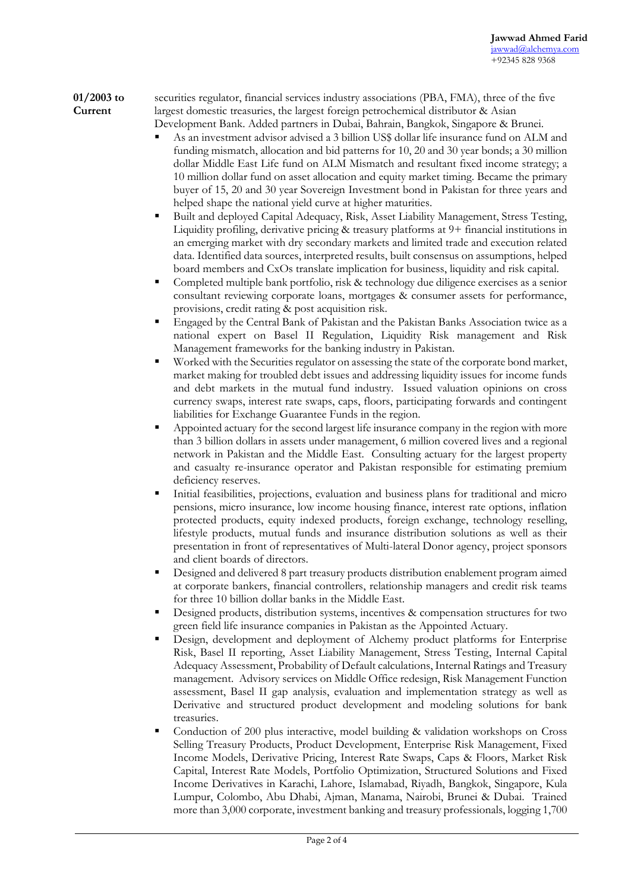**01/2003 to Current**

securities regulator, financial services industry associations (PBA, FMA), three of the five largest domestic treasuries, the largest foreign petrochemical distributor & Asian Development Bank. Added partners in Dubai, Bahrain, Bangkok, Singapore & Brunei.

- As an investment advisor advised a 3 billion US$ dollar life insurance fund on ALM and funding mismatch, allocation and bid patterns for 10, 20 and 30 year bonds; a 30 million dollar Middle East Life fund on ALM Mismatch and resultant fixed income strategy; a 10 million dollar fund on asset allocation and equity market timing. Became the primary buyer of 15, 20 and 30 year Sovereign Investment bond in Pakistan for three years and helped shape the national yield curve at higher maturities.
- Built and deployed Capital Adequacy, Risk, Asset Liability Management, Stress Testing, Liquidity profiling, derivative pricing & treasury platforms at 9+ financial institutions in an emerging market with dry secondary markets and limited trade and execution related data. Identified data sources, interpreted results, built consensus on assumptions, helped board members and CxOs translate implication for business, liquidity and risk capital.
- Completed multiple bank portfolio, risk & technology due diligence exercises as a senior consultant reviewing corporate loans, mortgages & consumer assets for performance, provisions, credit rating & post acquisition risk.
- Engaged by the Central Bank of Pakistan and the Pakistan Banks Association twice as a national expert on Basel II Regulation, Liquidity Risk management and Risk Management frameworks for the banking industry in Pakistan.
- Worked with the Securities regulator on assessing the state of the corporate bond market, market making for troubled debt issues and addressing liquidity issues for income funds and debt markets in the mutual fund industry. Issued valuation opinions on cross currency swaps, interest rate swaps, caps, floors, participating forwards and contingent liabilities for Exchange Guarantee Funds in the region.
- Appointed actuary for the second largest life insurance company in the region with more than 3 billion dollars in assets under management, 6 million covered lives and a regional network in Pakistan and the Middle East. Consulting actuary for the largest property and casualty re-insurance operator and Pakistan responsible for estimating premium deficiency reserves.
- Initial feasibilities, projections, evaluation and business plans for traditional and micro pensions, micro insurance, low income housing finance, interest rate options, inflation protected products, equity indexed products, foreign exchange, technology reselling, lifestyle products, mutual funds and insurance distribution solutions as well as their presentation in front of representatives of Multi-lateral Donor agency, project sponsors and client boards of directors.
- Designed and delivered 8 part treasury products distribution enablement program aimed at corporate bankers, financial controllers, relationship managers and credit risk teams for three 10 billion dollar banks in the Middle East.
- Designed products, distribution systems, incentives & compensation structures for two green field life insurance companies in Pakistan as the Appointed Actuary.
- Design, development and deployment of Alchemy product platforms for Enterprise Risk, Basel II reporting, Asset Liability Management, Stress Testing, Internal Capital Adequacy Assessment, Probability of Default calculations, Internal Ratings and Treasury management. Advisory services on Middle Office redesign, Risk Management Function assessment, Basel II gap analysis, evaluation and implementation strategy as well as Derivative and structured product development and modeling solutions for bank treasuries.
- Conduction of 200 plus interactive, model building & validation workshops on Cross Selling Treasury Products, Product Development, Enterprise Risk Management, Fixed Income Models, Derivative Pricing, Interest Rate Swaps, Caps & Floors, Market Risk Capital, Interest Rate Models, Portfolio Optimization, Structured Solutions and Fixed Income Derivatives in Karachi, Lahore, Islamabad, Riyadh, Bangkok, Singapore, Kula Lumpur, Colombo, Abu Dhabi, Ajman, Manama, Nairobi, Brunei & Dubai. Trained more than 3,000 corporate, investment banking and treasury professionals, logging 1,700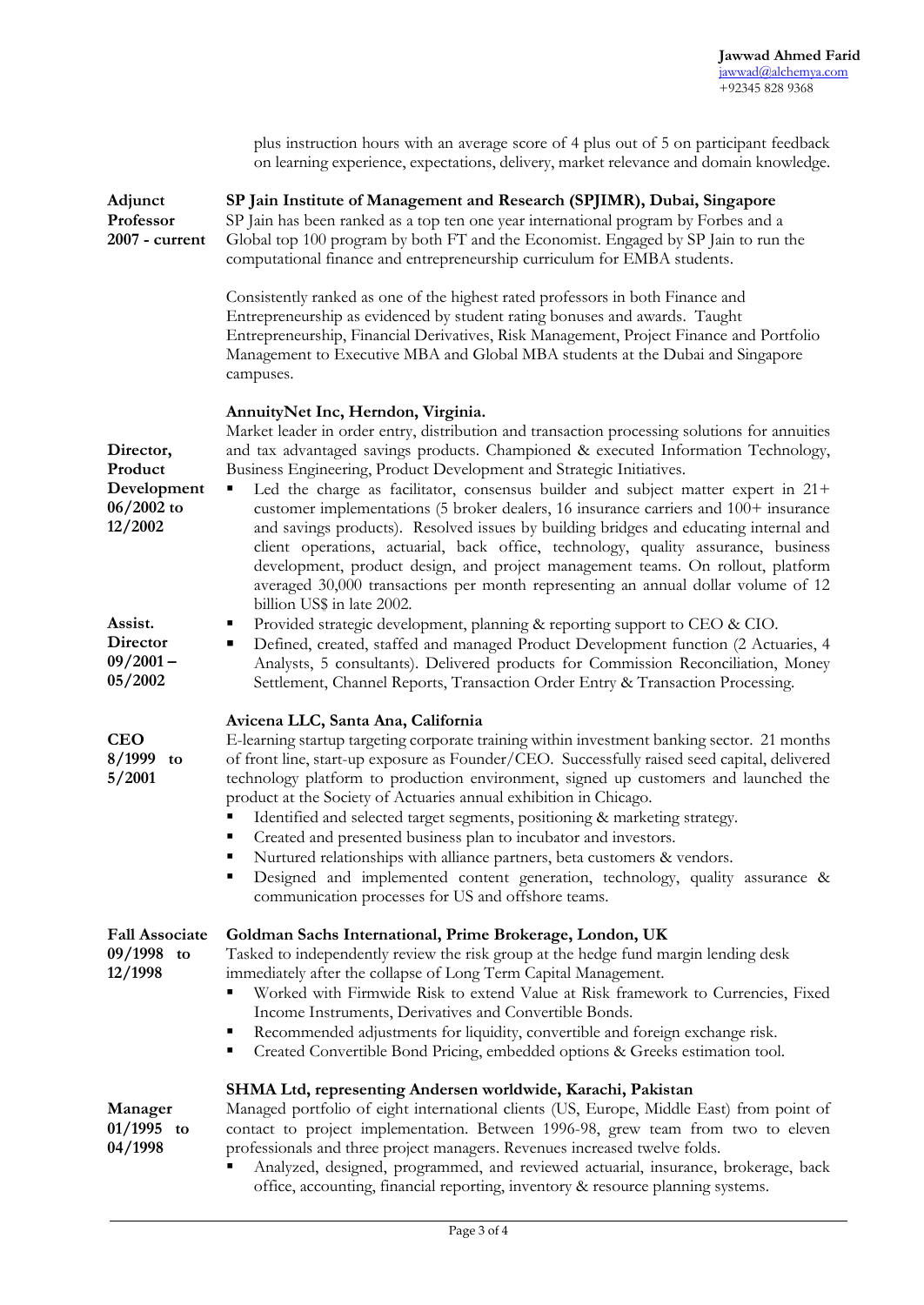plus instruction hours with an average score of 4 plus out of 5 on participant feedback on learning experience, expectations, delivery, market relevance and domain knowledge.

**Adjunct Professor 2007 - current**

**SP Jain Institute of Management and Research (SPJIMR), Dubai, Singapore**

SP Jain has been ranked as a top ten one year international program by Forbes and a Global top 100 program by both FT and the Economist. Engaged by SP Jain to run the computational finance and entrepreneurship curriculum for EMBA students.

Consistently ranked as one of the highest rated professors in both Finance and Entrepreneurship as evidenced by student rating bonuses and awards. Taught Entrepreneurship, Financial Derivatives, Risk Management, Project Finance and Portfolio Management to Executive MBA and Global MBA students at the Dubai and Singapore campuses.

**AnnuityNet Inc, Herndon, Virginia.**

Market leader in order entry, distribution and transaction processing solutions for annuities and tax advantaged savings products. Championed & executed Information Technology, Business Engineering, Product Development and Strategic Initiatives.

**Director, Product Development 06/2002 to 12/2002**

- Led the charge as facilitator, consensus builder and subject matter expert in 21+ customer implementations (5 broker dealers, 16 insurance carriers and 100+ insurance and savings products). Resolved issues by building bridges and educating internal and client operations, actuarial, back office, technology, quality assurance, business development, product design, and project management teams. On rollout, platform averaged 30,000 transactions per month representing an annual dollar volume of 12 billion US$ in late 2002.

**Assist. Director 09/2001 – 05/2002**

- Provided strategic development, planning & reporting support to CEO & CIO.
- Defined, created, staffed and managed Product Development function (2 Actuaries, 4 Analysts, 5 consultants). Delivered products for Commission Reconciliation, Money Settlement, Channel Reports, Transaction Order Entry & Transaction Processing.

**CEO 8/1999 to 5/2001**

**Avicena LLC, Santa Ana, California**

E-learning startup targeting corporate training within investment banking sector. 21 months of front line, start-up exposure as Founder/CEO. Successfully raised seed capital, delivered technology platform to production environment, signed up customers and launched the product at the Society of Actuaries annual exhibition in Chicago.

- Identified and selected target segments, positioning & marketing strategy.
- Created and presented business plan to incubator and investors.
- Nurtured relationships with alliance partners, beta customers & vendors.
- Designed and implemented content generation, technology, quality assurance & communication processes for US and offshore teams.

**Fall Associate 09/1998 to 12/1998**

**Goldman Sachs International, Prime Brokerage, London, UK**

Tasked to independently review the risk group at the hedge fund margin lending desk immediately after the collapse of Long Term Capital Management.

- Worked with Firmwide Risk to extend Value at Risk framework to Currencies, Fixed Income Instruments, Derivatives and Convertible Bonds.
- Recommended adjustments for liquidity, convertible and foreign exchange risk.
- Created Convertible Bond Pricing, embedded options & Greeks estimation tool.

**Manager 01/1995 to 04/1998**

**SHMA Ltd, representing Andersen worldwide, Karachi, Pakistan**

Managed portfolio of eight international clients (US, Europe, Middle East) from point of contact to project implementation. Between 1996-98, grew team from two to eleven professionals and three project managers. Revenues increased twelve folds.

- Analyzed, designed, programmed, and reviewed actuarial, insurance, brokerage, back office, accounting, financial reporting, inventory & resource planning systems.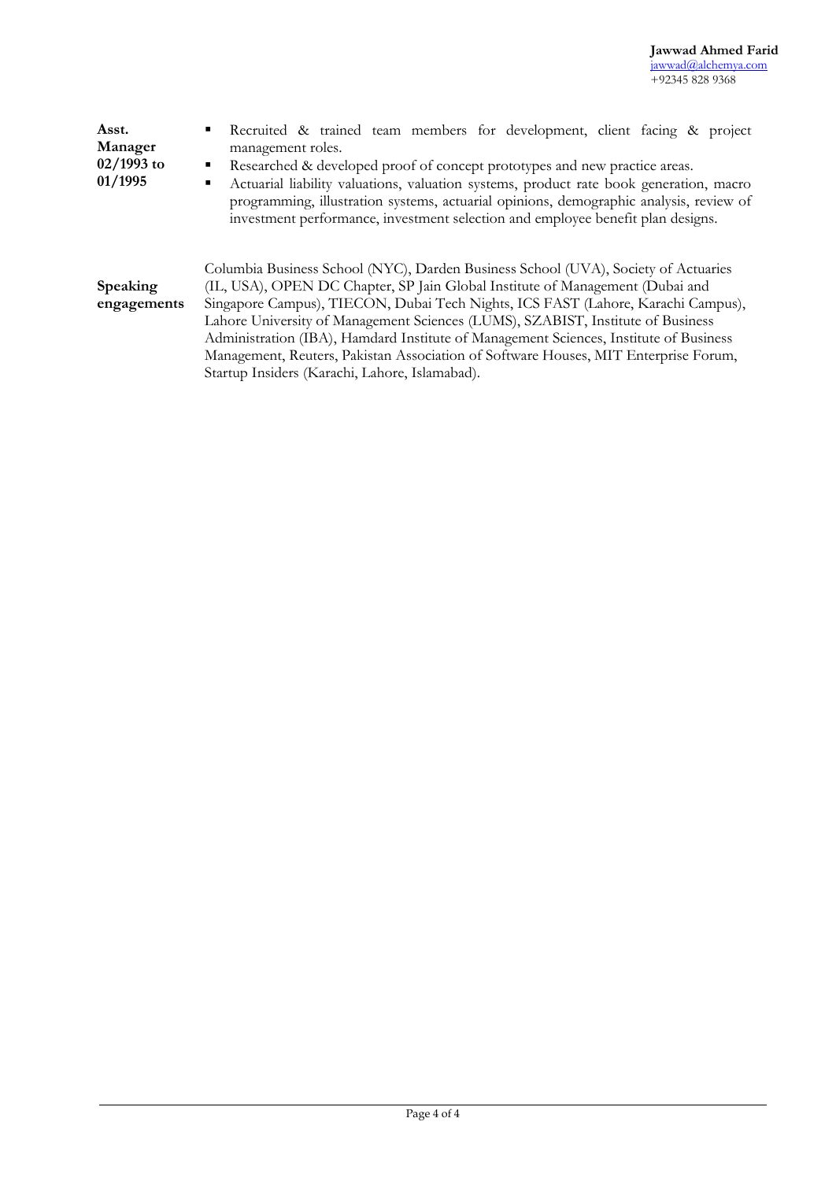**Asst. Manager 02/1993 to 01/1995**

- Recruited & trained team members for development, client facing & project management roles.
- Researched & developed proof of concept prototypes and new practice areas.
- Actuarial liability valuations, valuation systems, product rate book generation, macro programming, illustration systems, actuarial opinions, demographic analysis, review of investment performance, investment selection and employee benefit plan designs.

**Speaking engagements**

Columbia Business School (NYC), Darden Business School (UVA), Society of Actuaries (IL, USA), OPEN DC Chapter, SP Jain Global Institute of Management (Dubai and Singapore Campus), TIECON, Dubai Tech Nights, ICS FAST (Lahore, Karachi Campus), Lahore University of Management Sciences (LUMS), SZABIST, Institute of Business Administration (IBA), Hamdard Institute of Management Sciences, Institute of Business Management, Reuters, Pakistan Association of Software Houses, MIT Enterprise Forum, Startup Insiders (Karachi, Lahore, Islamabad).